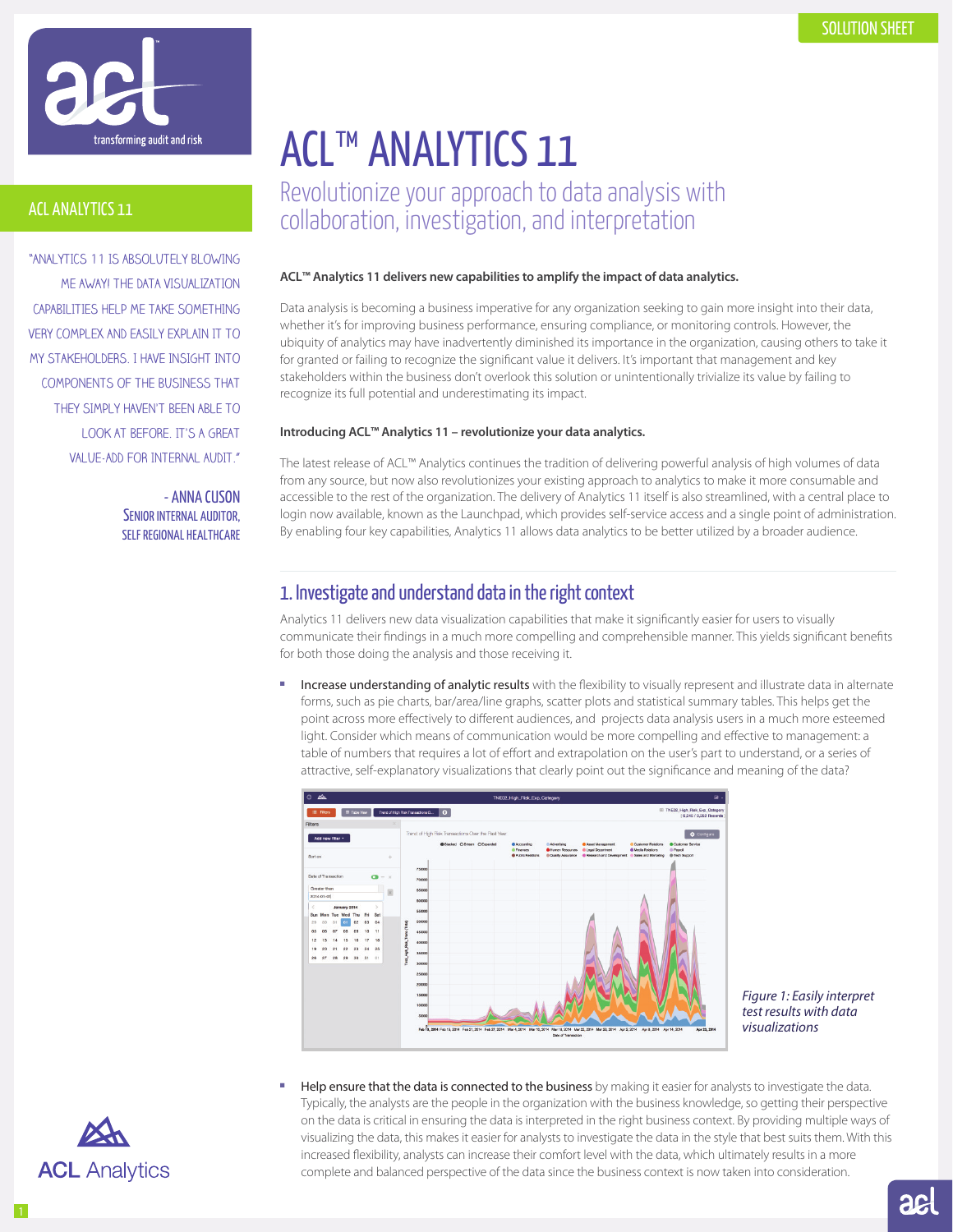SOLUTION SHEET

# ACL™ ANALYTICS 11

## Revolutionize your approach to data analysis with collaboration, investigation, and interpretation

ACL ANALYTICS 11

"ANALYTICS 11 IS ABSOLUTELY BLOWING ME AWAY! THE DATA VISUALIZATION CAPABILITIES HELP ME TAKE SOMETHING VERY COMPLEX AND EASILY EXPLAIN IT TO MY STAKEHOLDERS. I HAVE INSIGHT INTO COMPONENTS OF THE BUSINESS THAT THEY SIMPLY HAVEN'T BEEN ABLE TO LOOK AT BEFORE. IT'S A GREAT VALUE-ADD FOR INTERNAL AUDIT."

\- ANNA CUSON
SENIOR INTERNAL AUDITOR,
SELF REGIONAL HEALTHCARE

**ACL™ Analytics 11 delivers new capabilities to amplify the impact of data analytics.**

Data analysis is becoming a business imperative for any organization seeking to gain more insight into their data, whether it's for improving business performance, ensuring compliance, or monitoring controls. However, the ubiquity of analytics may have inadvertently diminished its importance in the organization, causing others to take it for granted or failing to recognize the significant value it delivers. It's important that management and key stakeholders within the business don't overlook this solution or unintentionally trivialize its value by failing to recognize its full potential and underestimating its impact.

**Introducing ACL™ Analytics 11 – revolutionize your data analytics.**

The latest release of ACL™ Analytics continues the tradition of delivering powerful analysis of high volumes of data from any source, but now also revolutionizes your existing approach to analytics to make it more consumable and accessible to the rest of the organization. The delivery of Analytics 11 itself is also streamlined, with a central place to login now available, known as the Launchpad, which provides self-service access and a single point of administration. By enabling four key capabilities, Analytics 11 allows data analytics to be better utilized by a broader audience.

## 1. Investigate and understand data in the right context

Analytics 11 delivers new data visualization capabilities that make it significantly easier for users to visually communicate their findings in a much more compelling and comprehensible manner. This yields significant benefits for both those doing the analysis and those receiving it.

- Increase understanding of analytic results with the flexibility to visually represent and illustrate data in alternate forms, such as pie charts, bar/area/line graphs, scatter plots and statistical summary tables. This helps get the point across more effectively to different audiences, and projects data analysis users in a much more esteemed light. Consider which means of communication would be more compelling and effective to management: a table of numbers that requires a lot of effort and extrapolation on the user's part to understand, or a series of attractive, self-explanatory visualizations that clearly point out the significance and meaning of the data?

*Figure 1: Easily interpret test results with data visualizations*

- Help ensure that the data is connected to the business by making it easier for analysts to investigate the data. Typically, the analysts are the people in the organization with the business knowledge, so getting their perspective on the data is critical in ensuring the data is interpreted in the right business context. By providing multiple ways of visualizing the data, this makes it easier for analysts to investigate the data in the style that best suits them. With this increased flexibility, analysts can increase their comfort level with the data, which ultimately results in a more complete and balanced perspective of the data since the business context is now taken into consideration.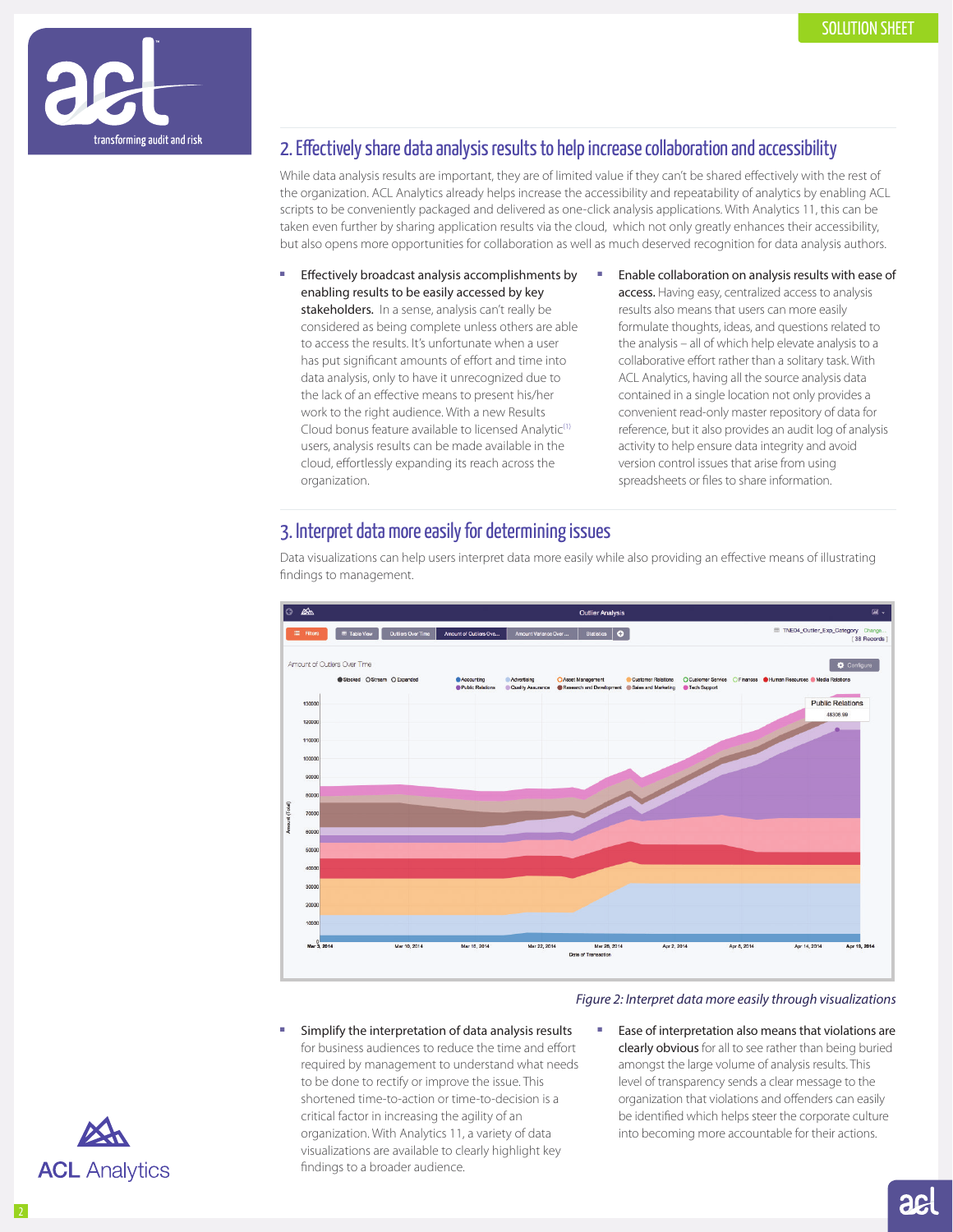## 2. Effectively share data analysis results to help increase collaboration and accessibility

While data analysis results are important, they are of limited value if they can't be shared effectively with the rest of the organization. ACL Analytics already helps increase the accessibility and repeatability of analytics by enabling ACL scripts to be conveniently packaged and delivered as one-click analysis applications. With Analytics 11, this can be taken even further by sharing application results via the cloud, which not only greatly enhances their accessibility, but also opens more opportunities for collaboration as well as much deserved recognition for data analysis authors.

- **Effectively broadcast analysis accomplishments by enabling results to be easily accessed by key stakeholders.** In a sense, analysis can't really be considered as being complete unless others are able to access the results. It's unfortunate when a user has put significant amounts of effort and time into data analysis, only to have it unrecognized due to the lack of an effective means to present his/her work to the right audience. With a new Results Cloud bonus feature available to licensed Analytic[1] users, analysis results can be made available in the cloud, effortlessly expanding its reach across the organization.
- **Enable collaboration on analysis results with ease of access.** Having easy, centralized access to analysis results also means that users can more easily formulate thoughts, ideas, and questions related to the analysis – all of which help elevate analysis to a collaborative effort rather than a solitary task. With ACL Analytics, having all the source analysis data contained in a single location not only provides a convenient read-only master repository of data for reference, but it also provides an audit log of analysis activity to help ensure data integrity and avoid version control issues that arise from using spreadsheets or files to share information.

## 3. Interpret data more easily for determining issues

Data visualizations can help users interpret data more easily while also providing an effective means of illustrating findings to management.

*Figure 2: Interpret data more easily through visualizations*

- **Simplify the interpretation of data analysis results** for business audiences to reduce the time and effort required by management to understand what needs to be done to rectify or improve the issue. This shortened time-to-action or time-to-decision is a critical factor in increasing the agility of an organization. With Analytics 11, a variety of data visualizations are available to clearly highlight key findings to a broader audience.
- **Ease of interpretation also means that violations are clearly obvious** for all to see rather than being buried amongst the large volume of analysis results. This level of transparency sends a clear message to the organization that violations and offenders can easily be identified which helps steer the corporate culture into becoming more accountable for their actions.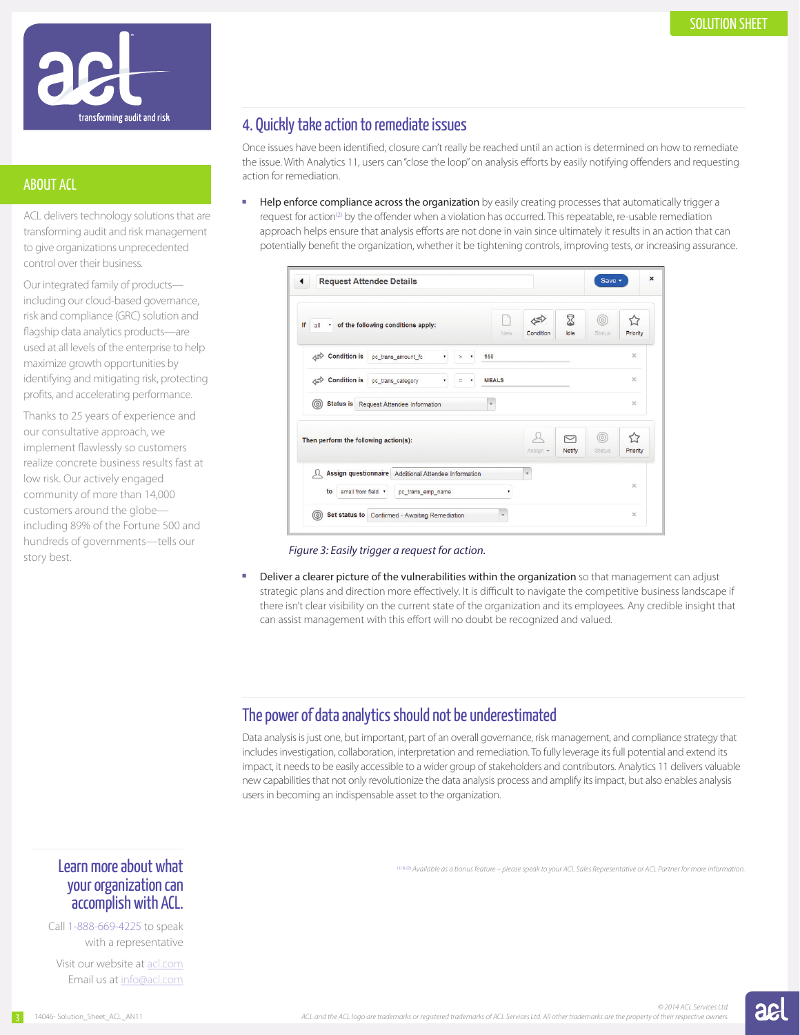SOLUTION SHEET

## ABOUT ACL

ACL delivers technology solutions that are transforming audit and risk management to give organizations unprecedented control over their business.

Our integrated family of products—including our cloud-based governance, risk and compliance (GRC) solution and flagship data analytics products—are used at all levels of the enterprise to help maximize growth opportunities by identifying and mitigating risk, protecting profits, and accelerating performance.

Thanks to 25 years of experience and our consultative approach, we implement flawlessly so customers realize concrete business results fast at low risk. Our actively engaged community of more than 14,000 customers around the globe—including 89% of the Fortune 500 and hundreds of governments—tells our story best.

## 4. Quickly take action to remediate issues

Once issues have been identified, closure can't really be reached until an action is determined on how to remediate the issue. With Analytics 11, users can "close the loop" on analysis efforts by easily notifying offenders and requesting action for remediation.

- **Help enforce compliance across the organization** by easily creating processes that automatically trigger a request for action[2] by the offender when a violation has occurred. This repeatable, re-usable remediation approach helps ensure that analysis efforts are not done in vain since ultimately it results in an action that can potentially benefit the organization, whether it be tightening controls, improving tests, or increasing assurance.

*Figure 3: Easily trigger a request for action.*

- **Deliver a clearer picture of the vulnerabilities within the organization** so that management can adjust strategic plans and direction more effectively. It is difficult to navigate the competitive business landscape if there isn't clear visibility on the current state of the organization and its employees. Any credible insight that can assist management with this effort will no doubt be recognized and valued.

## The power of data analytics should not be underestimated

Data analysis is just one, but important, part of an overall governance, risk management, and compliance strategy that includes investigation, collaboration, interpretation and remediation. To fully leverage its full potential and extend its impact, it needs to be easily accessible to a wider group of stakeholders and contributors. Analytics 11 delivers valuable new capabilities that not only revolutionize the data analysis process and amplify its impact, but also enables analysis users in becoming an indispensable asset to the organization.

## Learn more about what your organization can accomplish with ACL.

Call 1-888-669-4225 to speak with a representative

Visit our website at acl.com

Email us at info@acl.com

[1] & [2] Available as a bonus feature – please speak to your ACL Sales Representative or ACL Partner for more information.

14046- Solution_Sheet_ACL_AN11

© 2014 ACL Services Ltd.
ACL and the ACL logo are trademarks or registered trademarks of ACL Services Ltd. All other trademarks are the property of their respective owners.